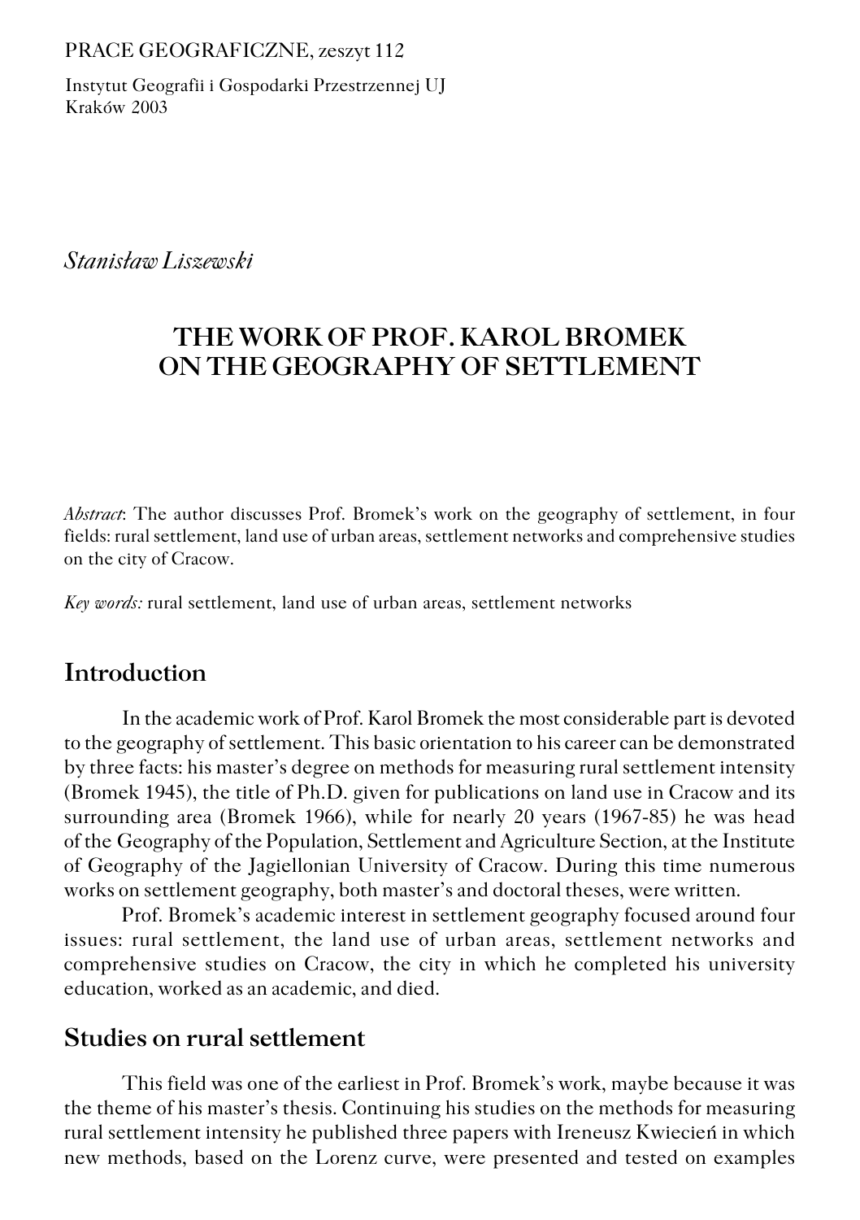PRACE GEOGRAFICZNE, zeszyt 112

Instytut Geografii i Gospodarki Przestrzennej UJ
Kraków 2003

*Stanisław Liszewski*

# THE WORK OF PROF. KAROL BROMEK ON THE GEOGRAPHY OF SETTLEMENT

*Abstract*: The author discusses Prof. Bromek's work on the geography of settlement, in four fields: rural settlement, land use of urban areas, settlement networks and comprehensive studies on the city of Cracow.

*Key words:* rural settlement, land use of urban areas, settlement networks

## Introduction

In the academic work of Prof. Karol Bromek the most considerable part is devoted to the geography of settlement. This basic orientation to his career can be demonstrated by three facts: his master's degree on methods for measuring rural settlement intensity (Bromek 1945), the title of Ph.D. given for publications on land use in Cracow and its surrounding area (Bromek 1966), while for nearly 20 years (1967-85) he was head of the Geography of the Population, Settlement and Agriculture Section, at the Institute of Geography of the Jagiellonian University of Cracow. During this time numerous works on settlement geography, both master's and doctoral theses, were written.

Prof. Bromek's academic interest in settlement geography focused around four issues: rural settlement, the land use of urban areas, settlement networks and comprehensive studies on Cracow, the city in which he completed his university education, worked as an academic, and died.

## Studies on rural settlement

This field was one of the earliest in Prof. Bromek's work, maybe because it was the theme of his master's thesis. Continuing his studies on the methods for measuring rural settlement intensity he published three papers with Ireneusz Kwiecień in which new methods, based on the Lorenz curve, were presented and tested on examples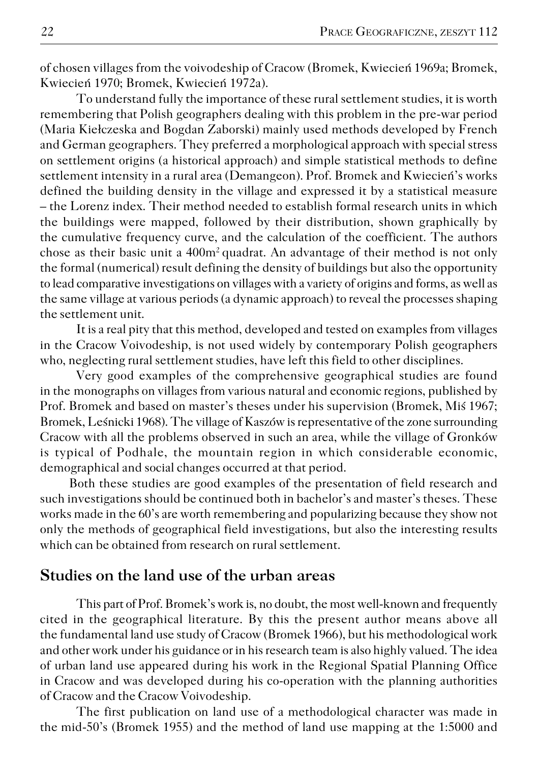of chosen villages from the voivodeship of Cracow (Bromek, Kwiecień 1969a; Bromek, Kwiecień 1970; Bromek, Kwiecień 1972a).

To understand fully the importance of these rural settlement studies, it is worth remembering that Polish geographers dealing with this problem in the pre-war period (Maria Kiełczeska and Bogdan Zaborski) mainly used methods developed by French and German geographers. They preferred a morphological approach with special stress on settlement origins (a historical approach) and simple statistical methods to define settlement intensity in a rural area (Demangeon). Prof. Bromek and Kwiecień's works defined the building density in the village and expressed it by a statistical measure – the Lorenz index. Their method needed to establish formal research units in which the buildings were mapped, followed by their distribution, shown graphically by the cumulative frequency curve, and the calculation of the coefficient. The authors chose as their basic unit a 400m$^2$ quadrat. An advantage of their method is not only the formal (numerical) result defining the density of buildings but also the opportunity to lead comparative investigations on villages with a variety of origins and forms, as well as the same village at various periods (a dynamic approach) to reveal the processes shaping the settlement unit.

It is a real pity that this method, developed and tested on examples from villages in the Cracow Voivodeship, is not used widely by contemporary Polish geographers who, neglecting rural settlement studies, have left this field to other disciplines.

Very good examples of the comprehensive geographical studies are found in the monographs on villages from various natural and economic regions, published by Prof. Bromek and based on master's theses under his supervision (Bromek, Miś 1967; Bromek, Leśnicki 1968). The village of Kaszów is representative of the zone surrounding Cracow with all the problems observed in such an area, while the village of Gronków is typical of Podhale, the mountain region in which considerable economic, demographical and social changes occurred at that period.

Both these studies are good examples of the presentation of field research and such investigations should be continued both in bachelor's and master's theses. These works made in the 60's are worth remembering and popularizing because they show not only the methods of geographical field investigations, but also the interesting results which can be obtained from research on rural settlement.

## Studies on the land use of the urban areas

This part of Prof. Bromek's work is, no doubt, the most well-known and frequently cited in the geographical literature. By this the present author means above all the fundamental land use study of Cracow (Bromek 1966), but his methodological work and other work under his guidance or in his research team is also highly valued. The idea of urban land use appeared during his work in the Regional Spatial Planning Office in Cracow and was developed during his co-operation with the planning authorities of Cracow and the Cracow Voivodeship.

The first publication on land use of a methodological character was made in the mid-50's (Bromek 1955) and the method of land use mapping at the 1:5000 and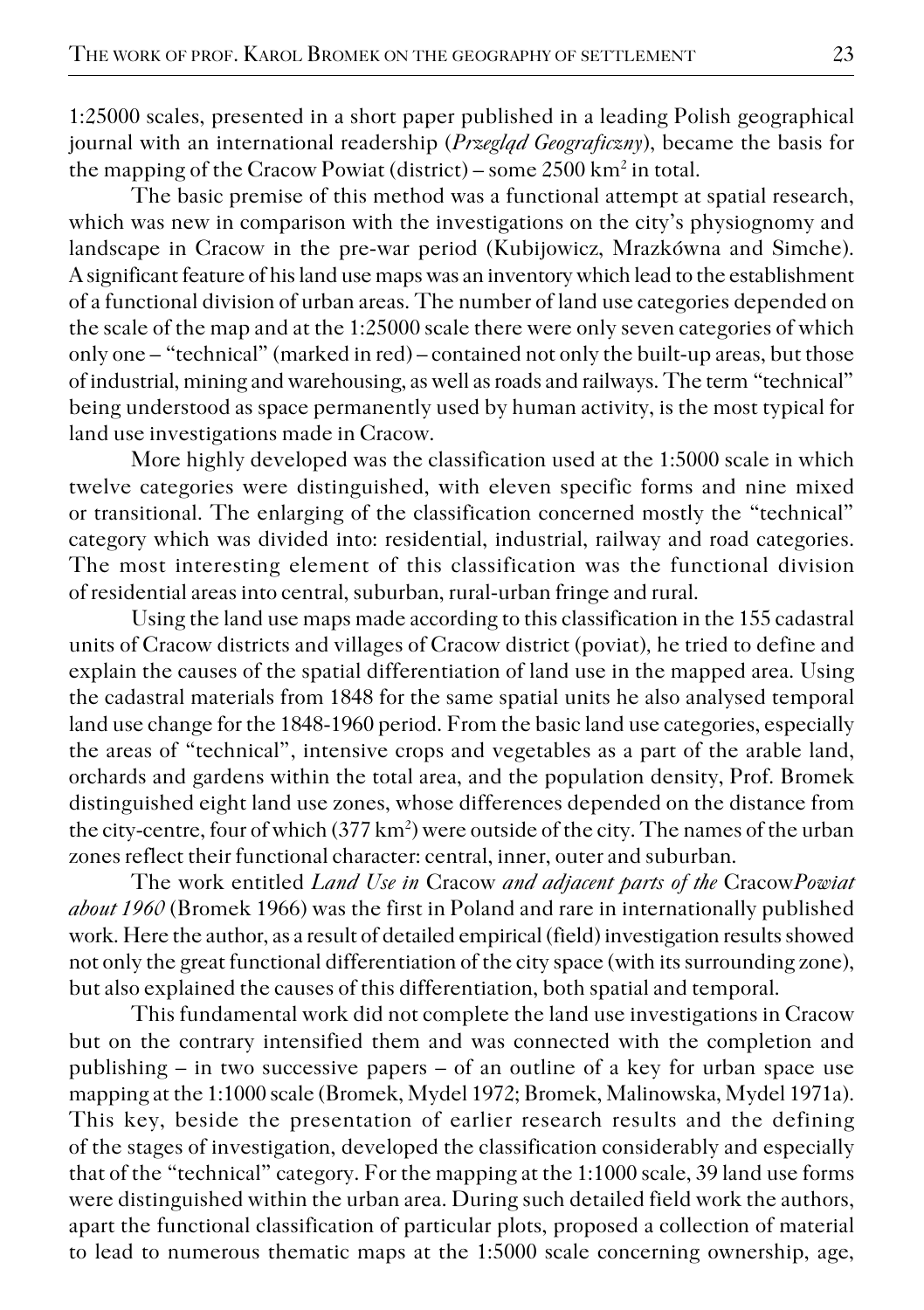1:25000 scales, presented in a short paper published in a leading Polish geographical journal with an international readership (*Przegląd Geograficzny*), became the basis for the mapping of the Cracow Powiat (district) – some 2500 km$^2$ in total.

The basic premise of this method was a functional attempt at spatial research, which was new in comparison with the investigations on the city's physiognomy and landscape in Cracow in the pre-war period (Kubijowicz, Mrazkówna and Simche). A significant feature of his land use maps was an inventory which lead to the establishment of a functional division of urban areas. The number of land use categories depended on the scale of the map and at the 1:25000 scale there were only seven categories of which only one – "technical" (marked in red) – contained not only the built-up areas, but those of industrial, mining and warehousing, as well as roads and railways. The term "technical" being understood as space permanently used by human activity, is the most typical for land use investigations made in Cracow.

More highly developed was the classification used at the 1:5000 scale in which twelve categories were distinguished, with eleven specific forms and nine mixed or transitional. The enlarging of the classification concerned mostly the "technical" category which was divided into: residential, industrial, railway and road categories. The most interesting element of this classification was the functional division of residential areas into central, suburban, rural-urban fringe and rural.

Using the land use maps made according to this classification in the 155 cadastral units of Cracow districts and villages of Cracow district (poviat), he tried to define and explain the causes of the spatial differentiation of land use in the mapped area. Using the cadastral materials from 1848 for the same spatial units he also analysed temporal land use change for the 1848-1960 period. From the basic land use categories, especially the areas of "technical", intensive crops and vegetables as a part of the arable land, orchards and gardens within the total area, and the population density, Prof. Bromek distinguished eight land use zones, whose differences depended on the distance from the city-centre, four of which (377 km$^2$) were outside of the city. The names of the urban zones reflect their functional character: central, inner, outer and suburban.

The work entitled *Land Use in* Cracow *and adjacent parts of the* Cracow*Powiat about 1960* (Bromek 1966) was the first in Poland and rare in internationally published work. Here the author, as a result of detailed empirical (field) investigation results showed not only the great functional differentiation of the city space (with its surrounding zone), but also explained the causes of this differentiation, both spatial and temporal.

This fundamental work did not complete the land use investigations in Cracow but on the contrary intensified them and was connected with the completion and publishing – in two successive papers – of an outline of a key for urban space use mapping at the 1:1000 scale (Bromek, Mydel 1972; Bromek, Malinowska, Mydel 1971a). This key, beside the presentation of earlier research results and the defining of the stages of investigation, developed the classification considerably and especially that of the "technical" category. For the mapping at the 1:1000 scale, 39 land use forms were distinguished within the urban area. During such detailed field work the authors, apart the functional classification of particular plots, proposed a collection of material to lead to numerous thematic maps at the 1:5000 scale concerning ownership, age,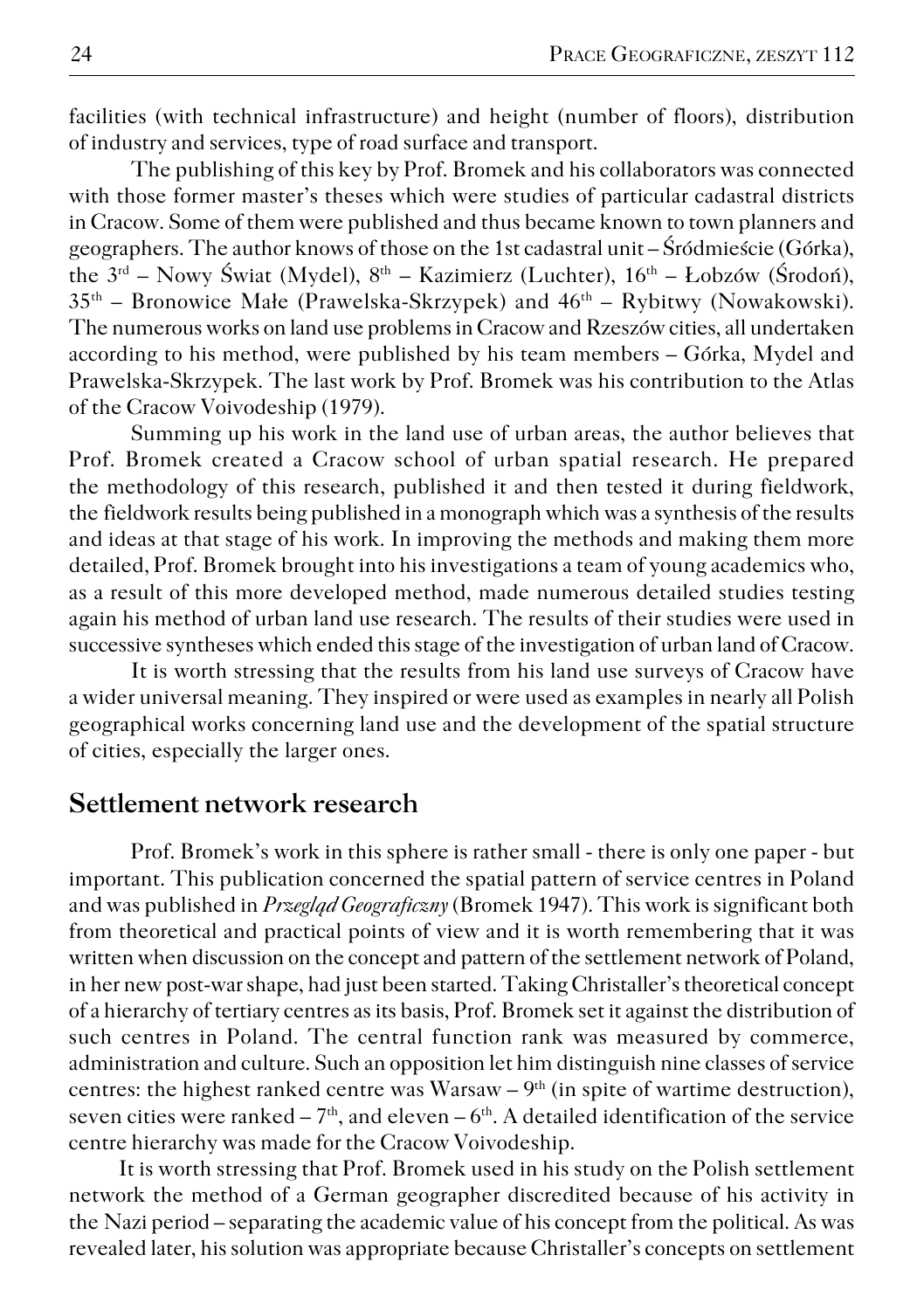facilities (with technical infrastructure) and height (number of floors), distribution of industry and services, type of road surface and transport.

The publishing of this key by Prof. Bromek and his collaborators was connected with those former master's theses which were studies of particular cadastral districts in Cracow. Some of them were published and thus became known to town planners and geographers. The author knows of those on the 1st cadastral unit – Śródmieście (Górka), the 3rd – Nowy Świat (Mydel), 8th – Kazimierz (Luchter), 16th – Łobzów (Środoń), 35th – Bronowice Małe (Prawelska-Skrzypek) and 46th – Rybitwy (Nowakowski). The numerous works on land use problems in Cracow and Rzeszów cities, all undertaken according to his method, were published by his team members – Górka, Mydel and Prawelska-Skrzypek. The last work by Prof. Bromek was his contribution to the Atlas of the Cracow Voivodeship (1979).

Summing up his work in the land use of urban areas, the author believes that Prof. Bromek created a Cracow school of urban spatial research. He prepared the methodology of this research, published it and then tested it during fieldwork, the fieldwork results being published in a monograph which was a synthesis of the results and ideas at that stage of his work. In improving the methods and making them more detailed, Prof. Bromek brought into his investigations a team of young academics who, as a result of this more developed method, made numerous detailed studies testing again his method of urban land use research. The results of their studies were used in successive syntheses which ended this stage of the investigation of urban land of Cracow.

It is worth stressing that the results from his land use surveys of Cracow have a wider universal meaning. They inspired or were used as examples in nearly all Polish geographical works concerning land use and the development of the spatial structure of cities, especially the larger ones.

## Settlement network research

Prof. Bromek's work in this sphere is rather small - there is only one paper - but important. This publication concerned the spatial pattern of service centres in Poland and was published in *Przegląd Geograficzny* (Bromek 1947). This work is significant both from theoretical and practical points of view and it is worth remembering that it was written when discussion on the concept and pattern of the settlement network of Poland, in her new post-war shape, had just been started. Taking Christaller's theoretical concept of a hierarchy of tertiary centres as its basis, Prof. Bromek set it against the distribution of such centres in Poland. The central function rank was measured by commerce, administration and culture. Such an opposition let him distinguish nine classes of service centres: the highest ranked centre was Warsaw – 9th (in spite of wartime destruction), seven cities were ranked – 7th, and eleven – 6th. A detailed identification of the service centre hierarchy was made for the Cracow Voivodeship.

It is worth stressing that Prof. Bromek used in his study on the Polish settlement network the method of a German geographer discredited because of his activity in the Nazi period – separating the academic value of his concept from the political. As was revealed later, his solution was appropriate because Christaller's concepts on settlement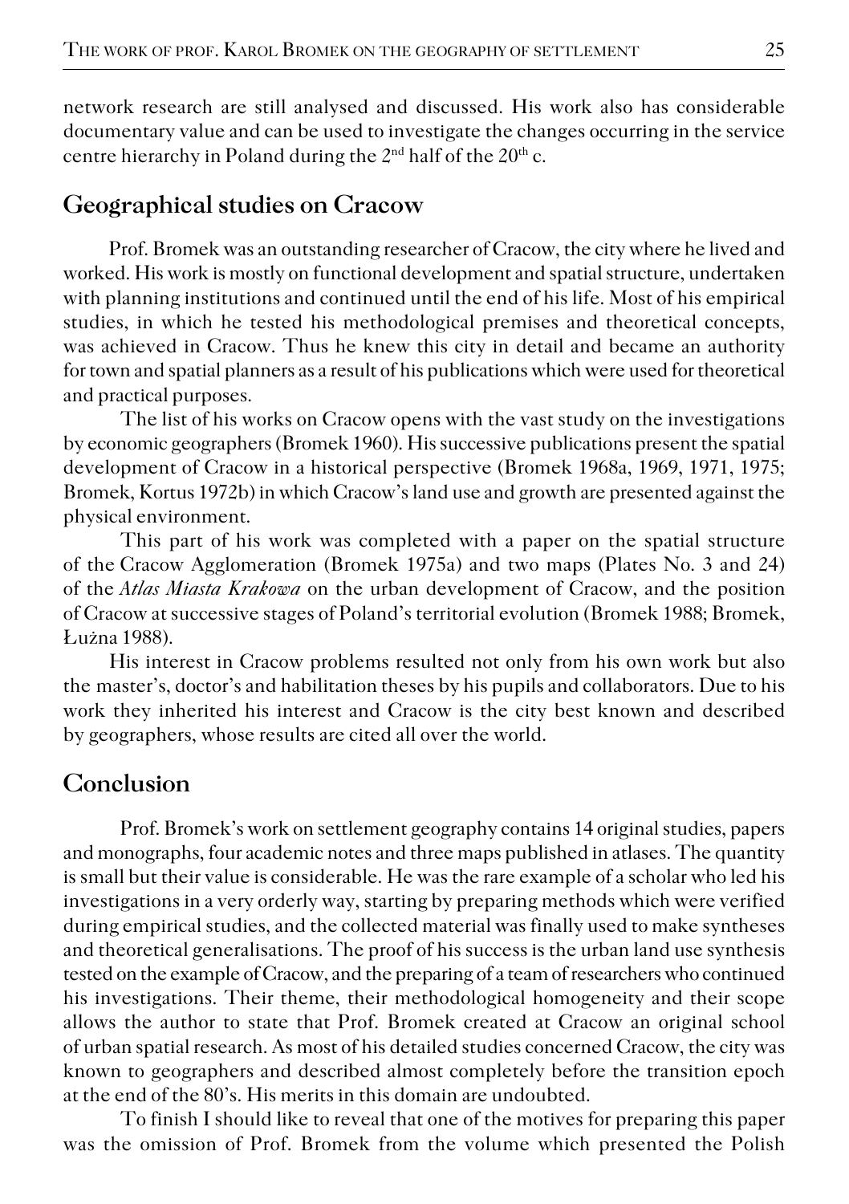network research are still analysed and discussed. His work also has considerable documentary value and can be used to investigate the changes occurring in the service centre hierarchy in Poland during the 2nd half of the 20th c.

## Geographical studies on Cracow

Prof. Bromek was an outstanding researcher of Cracow, the city where he lived and worked. His work is mostly on functional development and spatial structure, undertaken with planning institutions and continued until the end of his life. Most of his empirical studies, in which he tested his methodological premises and theoretical concepts, was achieved in Cracow. Thus he knew this city in detail and became an authority for town and spatial planners as a result of his publications which were used for theoretical and practical purposes.

The list of his works on Cracow opens with the vast study on the investigations by economic geographers (Bromek 1960). His successive publications present the spatial development of Cracow in a historical perspective (Bromek 1968a, 1969, 1971, 1975; Bromek, Kortus 1972b) in which Cracow's land use and growth are presented against the physical environment.

This part of his work was completed with a paper on the spatial structure of the Cracow Agglomeration (Bromek 1975a) and two maps (Plates No. 3 and 24) of the *Atlas Miasta Krakowa* on the urban development of Cracow, and the position of Cracow at successive stages of Poland's territorial evolution (Bromek 1988; Bromek, Łużna 1988).

His interest in Cracow problems resulted not only from his own work but also the master's, doctor's and habilitation theses by his pupils and collaborators. Due to his work they inherited his interest and Cracow is the city best known and described by geographers, whose results are cited all over the world.

## Conclusion

Prof. Bromek's work on settlement geography contains 14 original studies, papers and monographs, four academic notes and three maps published in atlases. The quantity is small but their value is considerable. He was the rare example of a scholar who led his investigations in a very orderly way, starting by preparing methods which were verified during empirical studies, and the collected material was finally used to make syntheses and theoretical generalisations. The proof of his success is the urban land use synthesis tested on the example of Cracow, and the preparing of a team of researchers who continued his investigations. Their theme, their methodological homogeneity and their scope allows the author to state that Prof. Bromek created at Cracow an original school of urban spatial research. As most of his detailed studies concerned Cracow, the city was known to geographers and described almost completely before the transition epoch at the end of the 80's. His merits in this domain are undoubted.

To finish I should like to reveal that one of the motives for preparing this paper was the omission of Prof. Bromek from the volume which presented the Polish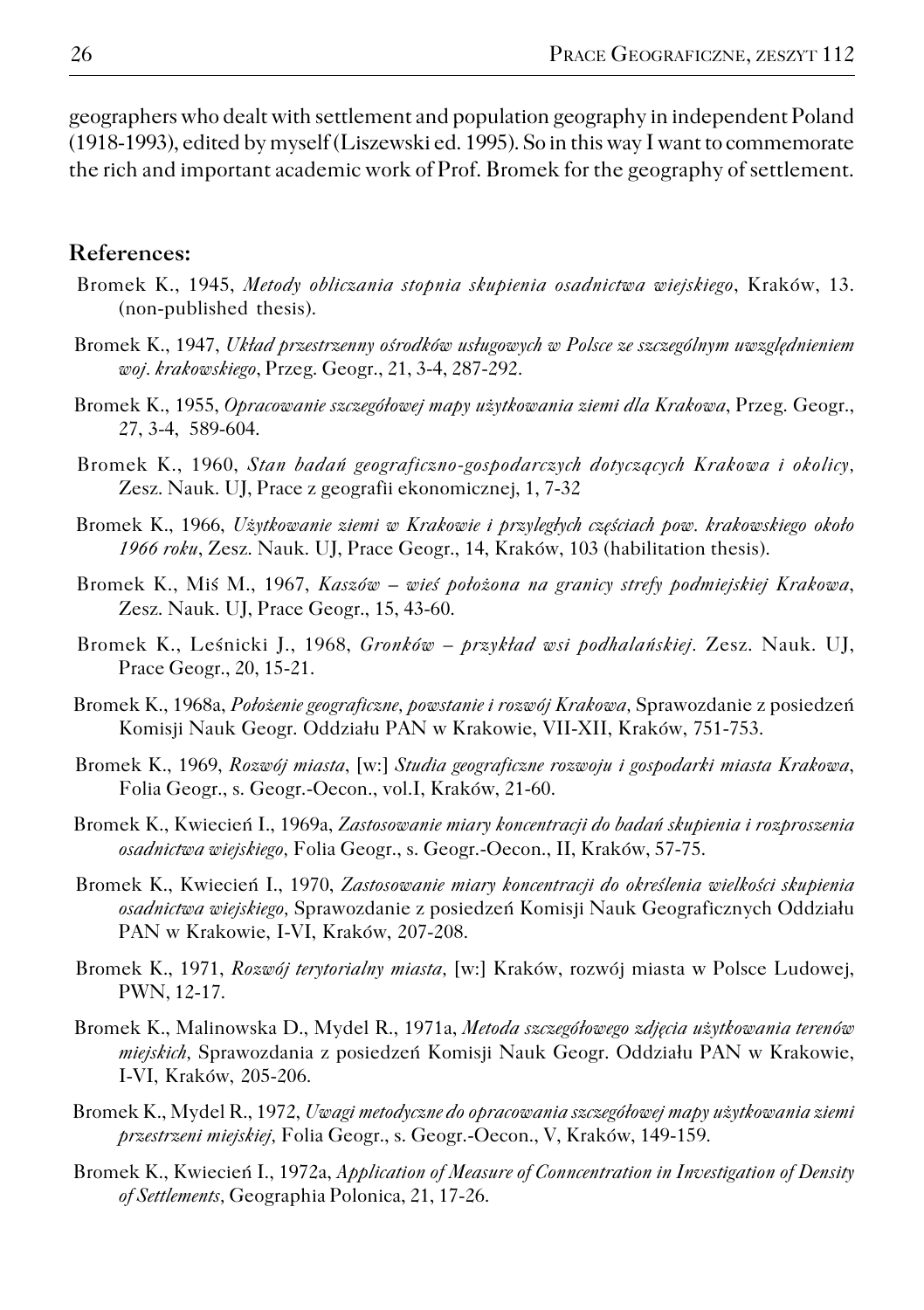geographers who dealt with settlement and population geography in independent Poland (1918-1993), edited by myself (Liszewski ed. 1995). So in this way I want to commemorate the rich and important academic work of Prof. Bromek for the geography of settlement.

## References:

Bromek K., 1945, *Metody obliczania stopnia skupienia osadnictwa wiejskiego*, Kraków, 13. (non-published thesis).

Bromek K., 1947, *Układ przestrzenny ośrodków usługowych w Polsce ze szczególnym uwzględnieniem woj. krakowskiego*, Przeg. Geogr., 21, 3-4, 287-292.

Bromek K., 1955, *Opracowanie szczegółowej mapy użytkowania ziemi dla Krakowa*, Przeg. Geogr., 27, 3-4, 589-604.

Bromek K., 1960, *Stan badań geograficzno-gospodarczych dotyczących Krakowa i okolicy*, Zesz. Nauk. UJ, Prace z geografii ekonomicznej, 1, 7-32

Bromek K., 1966, *Użytkowanie ziemi w Krakowie i przyległych częściach pow. krakowskiego około 1966 roku*, Zesz. Nauk. UJ, Prace Geogr., 14, Kraków, 103 (habilitation thesis).

Bromek K., Miś M., 1967, *Kaszów – wieś położona na granicy strefy podmiejskiej Krakowa*, Zesz. Nauk. UJ, Prace Geogr., 15, 43-60.

Bromek K., Leśnicki J., 1968, *Gronków – przykład wsi podhalańskiej*. Zesz. Nauk. UJ, Prace Geogr., 20, 15-21.

Bromek K., 1968a, *Położenie geograficzne, powstanie i rozwój Krakowa*, Sprawozdanie z posiedzeń Komisji Nauk Geogr. Oddziału PAN w Krakowie, VII-XII, Kraków, 751-753.

Bromek K., 1969, *Rozwój miasta*, [w:] *Studia geograficzne rozwoju i gospodarki miasta Krakowa*, Folia Geogr., s. Geogr.-Oecon., vol.I, Kraków, 21-60.

Bromek K., Kwiecień I., 1969a, *Zastosowanie miary koncentracji do badań skupienia i rozproszenia osadnictwa wiejskiego*, Folia Geogr., s. Geogr.-Oecon., II, Kraków, 57-75.

Bromek K., Kwiecień I., 1970, *Zastosowanie miary koncentracji do określenia wielkości skupienia osadnictwa wiejskiego*, Sprawozdanie z posiedzeń Komisji Nauk Geograficznych Oddziału PAN w Krakowie, I-VI, Kraków, 207-208.

Bromek K., 1971, *Rozwój terytorialny miasta*, [w:] Kraków, rozwój miasta w Polsce Ludowej, PWN, 12-17.

Bromek K., Malinowska D., Mydel R., 1971a, *Metoda szczegółowego zdjęcia użytkowania terenów miejskich*, Sprawozdania z posiedzeń Komisji Nauk Geogr. Oddziału PAN w Krakowie, I-VI, Kraków, 205-206.

Bromek K., Mydel R., 1972, *Uwagi metodyczne do opracowania szczegółowej mapy użytkowania ziemi przestrzeni miejskiej*, Folia Geogr., s. Geogr.-Oecon., V, Kraków, 149-159.

Bromek K., Kwiecień I., 1972a, *Application of Measure of Conncentration in Investigation of Density of Settlements*, Geographia Polonica, 21, 17-26.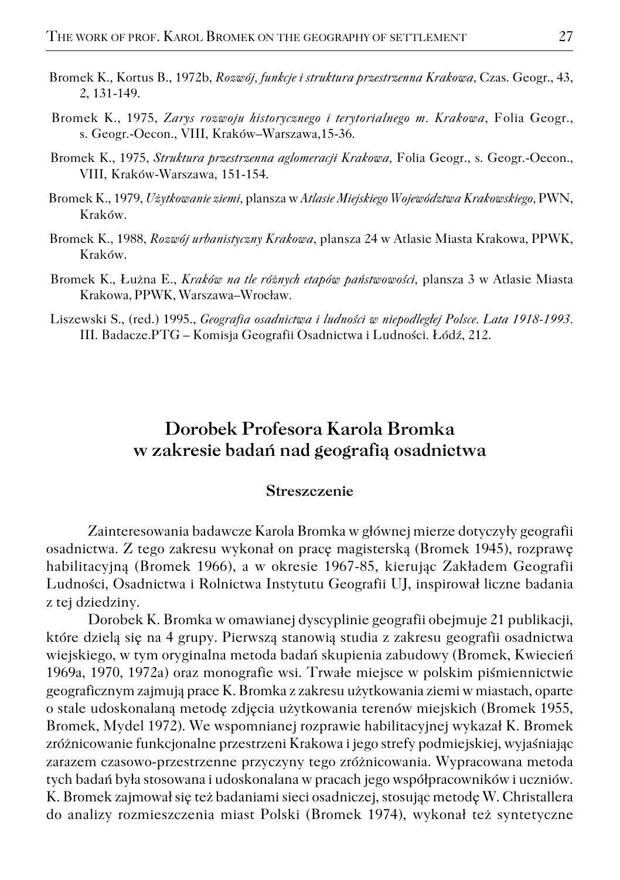Bromek K., Kortus B., 1972b, *Rozwój, funkcje i struktura przestrzenna Krakowa*, Czas. Geogr., 43, 2, 131-149.

Bromek K., 1975, *Zarys rozwoju historycznego i terytorialnego m. Krakowa*, Folia Geogr., s. Geogr.-Oecon., VIII, Kraków–Warszawa,15-36.

Bromek K., 1975, *Struktura przestrzenna aglomeracji Krakowa*, Folia Geogr., s. Geogr.-Oecon., VIII, Kraków-Warszawa, 151-154.

Bromek K., 1979, *Użytkowanie ziemi*, plansza w *Atlasie Miejskiego Województwa Krakowskiego*, PWN, Kraków.

Bromek K., 1988, *Rozwój urbanistyczny Krakowa*, plansza 24 w Atlasie Miasta Krakowa, PPWK, Kraków.

Bromek K., Łużna E., *Kraków na tle różnych etapów państwowości*, plansza 3 w Atlasie Miasta Krakowa, PPWK, Warszawa–Wrocław.

Liszewski S., (red.) 1995., *Geografia osadnictwa i ludności w niepodległej Polsce. Lata 1918-1993.* III. Badacze.PTG – Komisja Geografii Osadnictwa i Ludności. Łódź, 212.

## Dorobek Profesora Karola Bromka w zakresie badań nad geografią osadnictwa

### Streszczenie

Zainteresowania badawcze Karola Bromka w głównej mierze dotyczyły geografii osadnictwa. Z tego zakresu wykonał on pracę magisterską (Bromek 1945), rozprawę habilitacyjną (Bromek 1966), a w okresie 1967-85, kierując Zakładem Geografii Ludności, Osadnictwa i Rolnictwa Instytutu Geografii UJ, inspirował liczne badania z tej dziedziny.

Dorobek K. Bromka w omawianej dyscyplinie geografii obejmuje 21 publikacji, które dzielą się na 4 grupy. Pierwszą stanowią studia z zakresu geografii osadnictwa wiejskiego, w tym oryginalna metoda badań skupienia zabudowy (Bromek, Kwiecień 1969a, 1970, 1972a) oraz monografie wsi. Trwałe miejsce w polskim piśmiennictwie geograficznym zajmują prace K. Bromka z zakresu użytkowania ziemi w miastach, oparte o stale udoskonalaną metodę zdjęcia użytkowania terenów miejskich (Bromek 1955, Bromek, Mydel 1972). We wspomnianej rozprawie habilitacyjnej wykazał K. Bromek zróżnicowanie funkcjonalne przestrzeni Krakowa i jego strefy podmiejskiej, wyjaśniając zarazem czasowo-przestrzenne przyczyny tego zróżnicowania. Wypracowana metoda tych badań była stosowana i udoskonalana w pracach jego współpracowników i uczniów. K. Bromek zajmował się też badaniami sieci osadniczej, stosując metodę W. Christallera do analizy rozmieszczenia miast Polski (Bromek 1974), wykonał też syntetyczne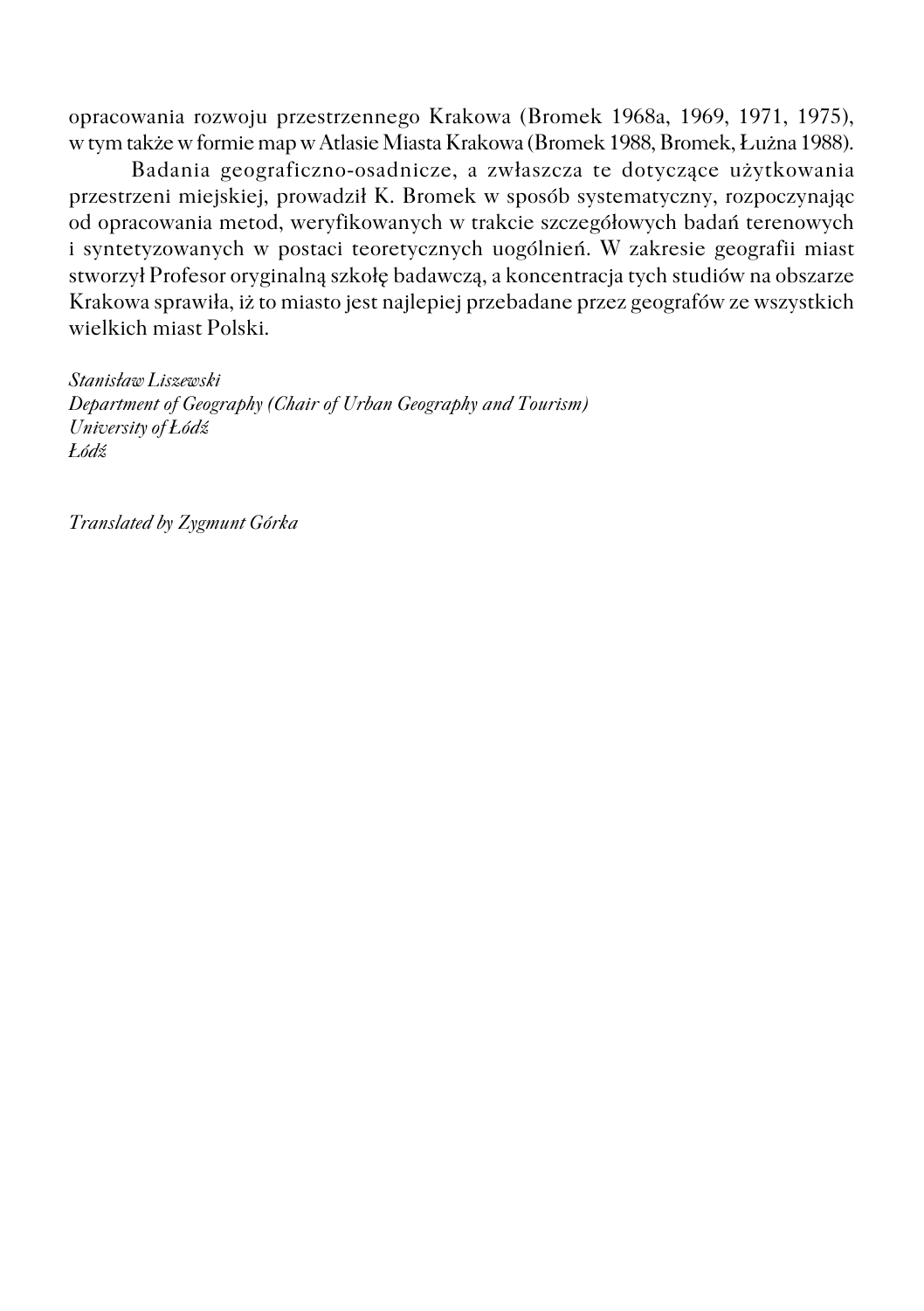opracowania rozwoju przestrzennego Krakowa (Bromek 1968a, 1969, 1971, 1975), w tym także w formie map w Atlasie Miasta Krakowa (Bromek 1988, Bromek, Łużna 1988).

Badania geograficzno-osadnicze, a zwłaszcza te dotyczące użytkowania przestrzeni miejskiej, prowadził K. Bromek w sposób systematyczny, rozpoczynając od opracowania metod, weryfikowanych w trakcie szczegółowych badań terenowych i syntetyzowanych w postaci teoretycznych uogólnień. W zakresie geografii miast stworzył Profesor oryginalną szkołę badawczą, a koncentracja tych studiów na obszarze Krakowa sprawiła, iż to miasto jest najlepiej przebadane przez geografów ze wszystkich wielkich miast Polski.

*Stanisław Liszewski*
*Department of Geography (Chair of Urban Geography and Tourism)*
*University of Łódź*
*Łódź*

*Translated by Zygmunt Górka*